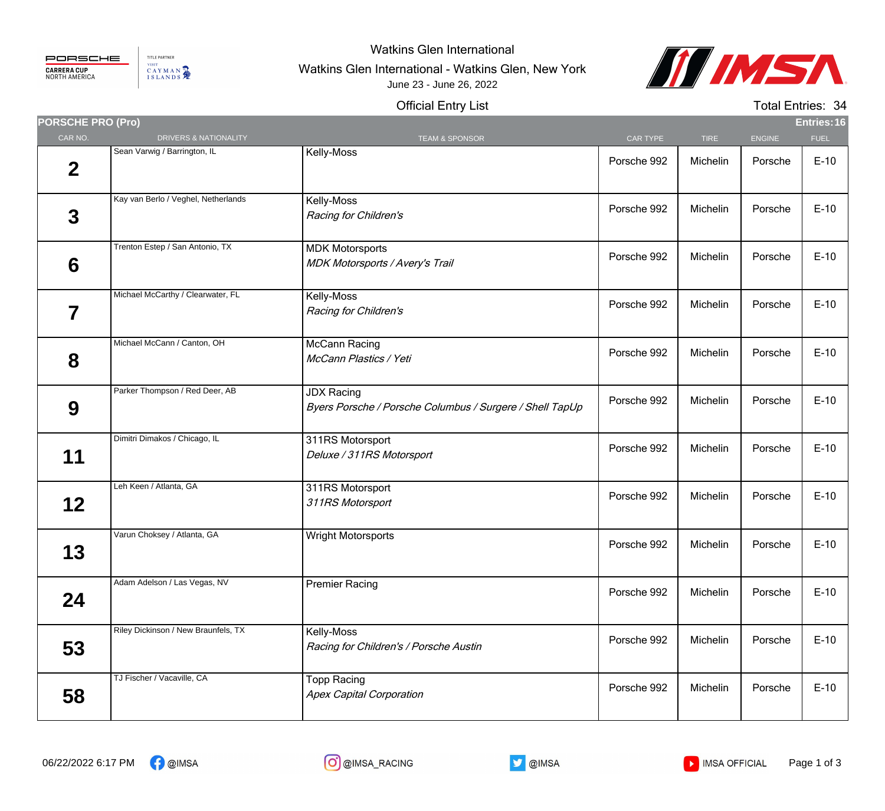PORSCHE CARRERA CUP NORTH AMERICA

TITLE PARTNER VISIT CAYMAN ISLANDS

# Watkins Glen International

Watkins Glen International - Watkins Glen, New York

June 23 - June 26, 2022

## Official Entry List

Total Entries: 34

### PORSCHE PRO (Pro)

Entries: 16

| CAR NO. | DRIVERS & NATIONALITY | TEAM & SPONSOR | CAR TYPE | TIRE | ENGINE | FUEL |
|---|---|---|---|---|---|---|
| 2 | Sean Varwig / Barrington, IL | Kelly-Moss | Porsche 992 | Michelin | Porsche | E-10 |
| 3 | Kay van Berlo / Veghel, Netherlands | Kelly-Moss<br>*Racing for Children's* | Porsche 992 | Michelin | Porsche | E-10 |
| 6 | Trenton Estep / San Antonio, TX | MDK Motorsports<br>*MDK Motorsports / Avery's Trail* | Porsche 992 | Michelin | Porsche | E-10 |
| 7 | Michael McCarthy / Clearwater, FL | Kelly-Moss<br>*Racing for Children's* | Porsche 992 | Michelin | Porsche | E-10 |
| 8 | Michael McCann / Canton, OH | McCann Racing<br>*McCann Plastics / Yeti* | Porsche 992 | Michelin | Porsche | E-10 |
| 9 | Parker Thompson / Red Deer, AB | JDX Racing<br>*Byers Porsche / Porsche Columbus / Surgere / Shell TapUp* | Porsche 992 | Michelin | Porsche | E-10 |
| 11 | Dimitri Dimakos / Chicago, IL | 311RS Motorsport<br>*Deluxe / 311RS Motorsport* | Porsche 992 | Michelin | Porsche | E-10 |
| 12 | Leh Keen / Atlanta, GA | 311RS Motorsport<br>*311RS Motorsport* | Porsche 992 | Michelin | Porsche | E-10 |
| 13 | Varun Choksey / Atlanta, GA | Wright Motorsports | Porsche 992 | Michelin | Porsche | E-10 |
| 24 | Adam Adelson / Las Vegas, NV | Premier Racing | Porsche 992 | Michelin | Porsche | E-10 |
| 53 | Riley Dickinson / New Braunfels, TX | Kelly-Moss<br>*Racing for Children's / Porsche Austin* | Porsche 992 | Michelin | Porsche | E-10 |
| 58 | TJ Fischer / Vacaville, CA | Topp Racing<br>*Apex Capital Corporation* | Porsche 992 | Michelin | Porsche | E-10 |

06/22/2022 6:17 PM @IMSA @IMSA_RACING @IMSA IMSA OFFICIAL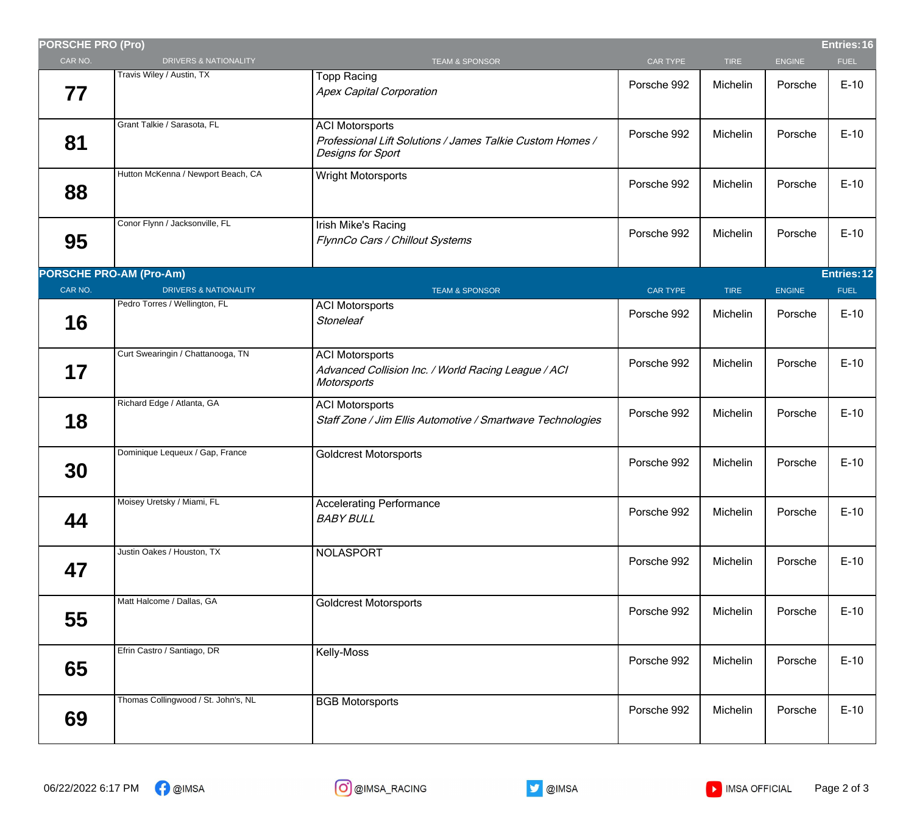## PORSCHE PRO (Pro)

Entries: 16

| CAR NO. | DRIVERS & NATIONALITY | TEAM & SPONSOR | CAR TYPE | TIRE | ENGINE | FUEL |
|---|---|---|---|---|---|---|
| **77** | Travis Wiley / Austin, TX | Topp Racing<br>*Apex Capital Corporation* | Porsche 992 | Michelin | Porsche | E-10 |
| **81** | Grant Talkie / Sarasota, FL | ACI Motorsports<br>*Professional Lift Solutions / James Talkie Custom Homes / Designs for Sport* | Porsche 992 | Michelin | Porsche | E-10 |
| **88** | Hutton McKenna / Newport Beach, CA | Wright Motorsports | Porsche 992 | Michelin | Porsche | E-10 |
| **95** | Conor Flynn / Jacksonville, FL | Irish Mike's Racing<br>*FlynnCo Cars / Chillout Systems* | Porsche 992 | Michelin | Porsche | E-10 |

## PORSCHE PRO-AM (Pro-Am)

Entries: 12

| CAR NO. | DRIVERS & NATIONALITY | TEAM & SPONSOR | CAR TYPE | TIRE | ENGINE | FUEL |
|---|---|---|---|---|---|---|
| **16** | Pedro Torres / Wellington, FL | ACI Motorsports<br>*Stoneleaf* | Porsche 992 | Michelin | Porsche | E-10 |
| **17** | Curt Swearingin / Chattanooga, TN | ACI Motorsports<br>*Advanced Collision Inc. / World Racing League / ACI Motorsports* | Porsche 992 | Michelin | Porsche | E-10 |
| **18** | Richard Edge / Atlanta, GA | ACI Motorsports<br>*Staff Zone / Jim Ellis Automotive / Smartwave Technologies* | Porsche 992 | Michelin | Porsche | E-10 |
| **30** | Dominique Lequeux / Gap, France | Goldcrest Motorsports | Porsche 992 | Michelin | Porsche | E-10 |
| **44** | Moisey Uretsky / Miami, FL | Accelerating Performance<br>*BABY BULL* | Porsche 992 | Michelin | Porsche | E-10 |
| **47** | Justin Oakes / Houston, TX | NOLASPORT | Porsche 992 | Michelin | Porsche | E-10 |
| **55** | Matt Halcome / Dallas, GA | Goldcrest Motorsports | Porsche 992 | Michelin | Porsche | E-10 |
| **65** | Efrin Castro / Santiago, DR | Kelly-Moss | Porsche 992 | Michelin | Porsche | E-10 |
| **69** | Thomas Collingwood / St. John's, NL | BGB Motorsports | Porsche 992 | Michelin | Porsche | E-10 |

06/22/2022 6:17 PM @IMSA @IMSA_RACING @IMSA IMSA OFFICIAL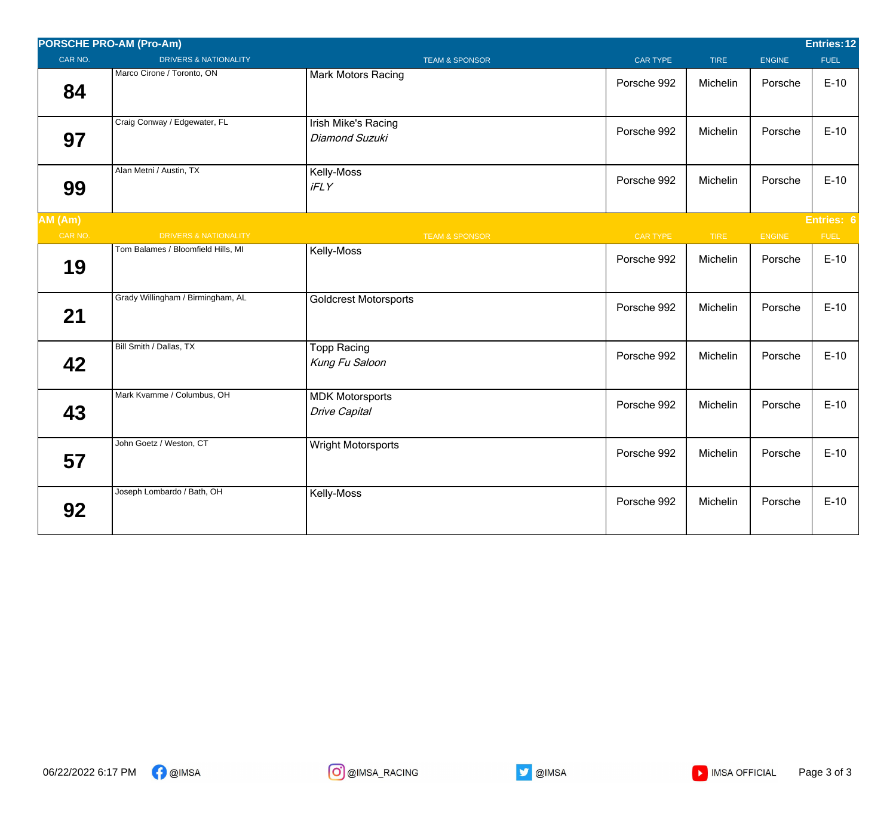## PORSCHE PRO-AM (Pro-Am) — Entries: 12

| CAR NO. | DRIVERS & NATIONALITY | TEAM & SPONSOR | CAR TYPE | TIRE | ENGINE | FUEL |
|---|---|---|---|---|---|---|
| 84 | Marco Cirone / Toronto, ON | Mark Motors Racing | Porsche 992 | Michelin | Porsche | E-10 |
| 97 | Craig Conway / Edgewater, FL | Irish Mike's Racing *Diamond Suzuki* | Porsche 992 | Michelin | Porsche | E-10 |
| 99 | Alan Metni / Austin, TX | Kelly-Moss *iFLY* | Porsche 992 | Michelin | Porsche | E-10 |

## AM (Am) — Entries: 6

| CAR NO. | DRIVERS & NATIONALITY | TEAM & SPONSOR | CAR TYPE | TIRE | ENGINE | FUEL |
|---|---|---|---|---|---|---|
| 19 | Tom Balames / Bloomfield Hills, MI | Kelly-Moss | Porsche 992 | Michelin | Porsche | E-10 |
| 21 | Grady Willingham / Birmingham, AL | Goldcrest Motorsports | Porsche 992 | Michelin | Porsche | E-10 |
| 42 | Bill Smith / Dallas, TX | Topp Racing *Kung Fu Saloon* | Porsche 992 | Michelin | Porsche | E-10 |
| 43 | Mark Kvamme / Columbus, OH | MDK Motorsports *Drive Capital* | Porsche 992 | Michelin | Porsche | E-10 |
| 57 | John Goetz / Weston, CT | Wright Motorsports | Porsche 992 | Michelin | Porsche | E-10 |
| 92 | Joseph Lombardo / Bath, OH | Kelly-Moss | Porsche 992 | Michelin | Porsche | E-10 |

06/22/2022 6:17 PM @IMSA @IMSA_RACING @IMSA IMSA OFFICIAL